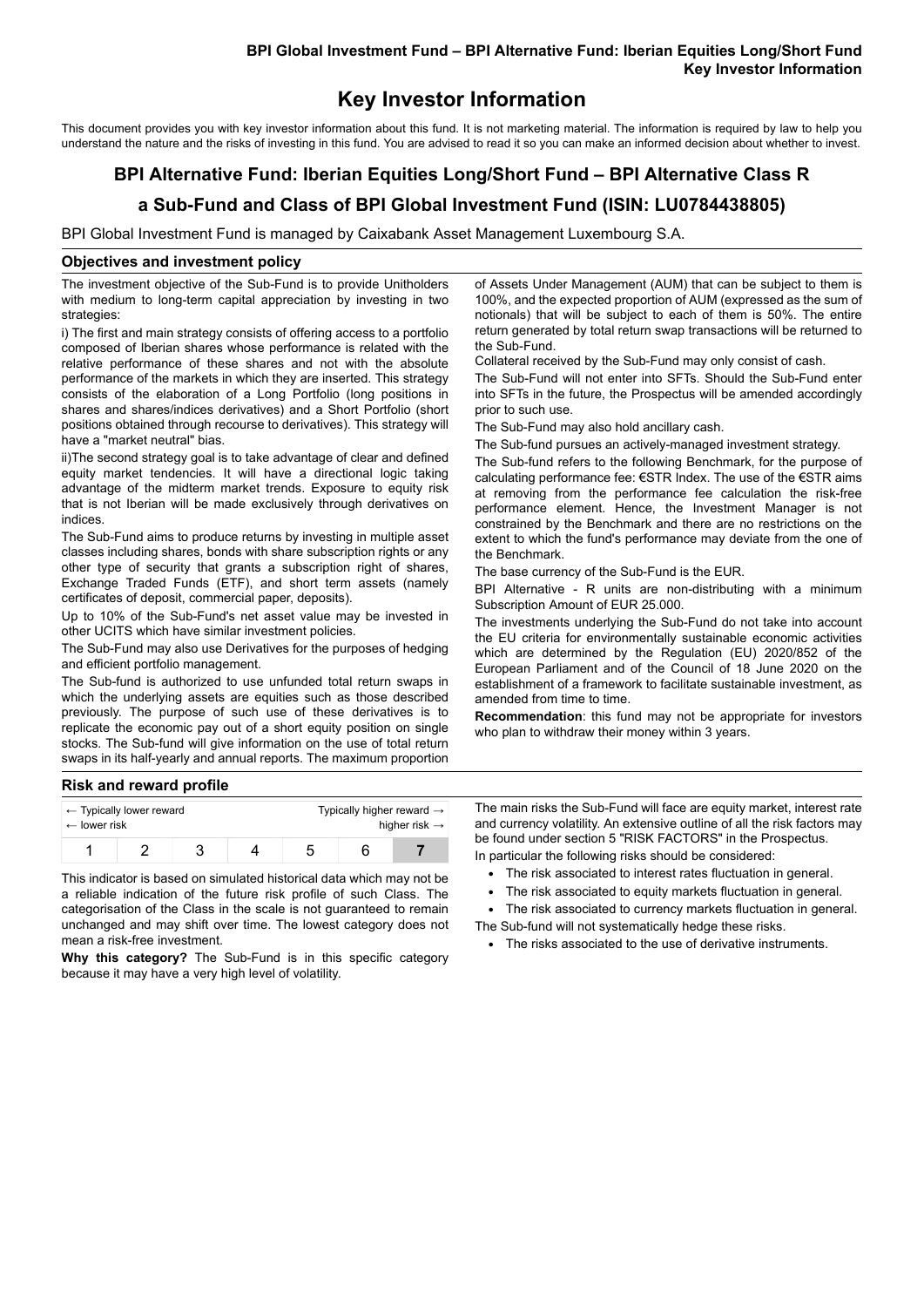# Key Investor Information

This document provides you with key investor information about this fund. It is not marketing material. The information is required by law to help you understand the nature and the risks of investing in this fund. You are advised to read it so you can make an informed decision about whether to invest.

## BPI Alternative Fund: Iberian Equities Long/Short Fund – BPI Alternative Class R

## a Sub-Fund and Class of BPI Global Investment Fund (ISIN: LU0784438805)

BPI Global Investment Fund is managed by Caixabank Asset Management Luxembourg S.A.

### Objectives and investment policy

The investment objective of the Sub-Fund is to provide Unitholders with medium to long-term capital appreciation by investing in two strategies:

i) The first and main strategy consists of offering access to a portfolio composed of Iberian shares whose performance is related with the relative performance of these shares and not with the absolute performance of the markets in which they are inserted. This strategy consists of the elaboration of a Long Portfolio (long positions in shares and shares/indices derivatives) and a Short Portfolio (short positions obtained through recourse to derivatives). This strategy will have a "market neutral" bias.

ii)The second strategy goal is to take advantage of clear and defined equity market tendencies. It will have a directional logic taking advantage of the midterm market trends. Exposure to equity risk that is not Iberian will be made exclusively through derivatives on indices.

The Sub-Fund aims to produce returns by investing in multiple asset classes including shares, bonds with share subscription rights or any other type of security that grants a subscription right of shares, Exchange Traded Funds (ETF), and short term assets (namely certificates of deposit, commercial paper, deposits).

Up to 10% of the Sub-Fund's net asset value may be invested in other UCITS which have similar investment policies.

The Sub-Fund may also use Derivatives for the purposes of hedging and efficient portfolio management.

The Sub-fund is authorized to use unfunded total return swaps in which the underlying assets are equities such as those described previously. The purpose of such use of these derivatives is to replicate the economic pay out of a short equity position on single stocks. The Sub-fund will give information on the use of total return swaps in its half-yearly and annual reports. The maximum proportion of Assets Under Management (AUM) that can be subject to them is 100%, and the expected proportion of AUM (expressed as the sum of notionals) that will be subject to each of them is 50%. The entire return generated by total return swap transactions will be returned to the Sub-Fund.

Collateral received by the Sub-Fund may only consist of cash.

The Sub-Fund will not enter into SFTs. Should the Sub-Fund enter into SFTs in the future, the Prospectus will be amended accordingly prior to such use.

The Sub-Fund may also hold ancillary cash.

The Sub-Fund pursues an actively-managed investment strategy.

The Sub-fund refers to the following Benchmark, for the purpose of calculating performance fee: €STR Index. The use of the €STR aims at removing from the performance fee calculation the risk-free performance element. Hence, the Investment Manager is not constrained by the Benchmark and there are no restrictions on the extent to which the fund's performance may deviate from the one of the Benchmark.

The base currency of the Sub-Fund is the EUR.

BPI Alternative - R units are non-distributing with a minimum Subscription Amount of EUR 25.000.

The investments underlying the Sub-Fund do not take into account the EU criteria for environmentally sustainable economic activities which are determined by the Regulation (EU) 2020/852 of the European Parliament and of the Council of 18 June 2020 on the establishment of a framework to facilitate sustainable investment, as amended from time to time.

**Recommendation**: this fund may not be appropriate for investors who plan to withdraw their money within 3 years.

### Risk and reward profile

| ← Typically lower reward ← lower risk | | | | | | Typically higher reward → higher risk → |
|---|---|---|---|---|---|---|
| 1 | 2 | 3 | 4 | 5 | 6 | **7** |

This indicator is based on simulated historical data which may not be a reliable indication of the future risk profile of such Class. The categorisation of the Class in the scale is not guaranteed to remain unchanged and may shift over time. The lowest category does not mean a risk-free investment.

**Why this category?** The Sub-Fund is in this specific category because it may have a very high level of volatility.

The main risks the Sub-Fund will face are equity market, interest rate and currency volatility. An extensive outline of all the risk factors may be found under section 5 "RISK FACTORS" in the Prospectus.

In particular the following risks should be considered:

- The risk associated to interest rates fluctuation in general.
- The risk associated to equity markets fluctuation in general.
- The risk associated to currency markets fluctuation in general.

The Sub-fund will not systematically hedge these risks.

- The risks associated to the use of derivative instruments.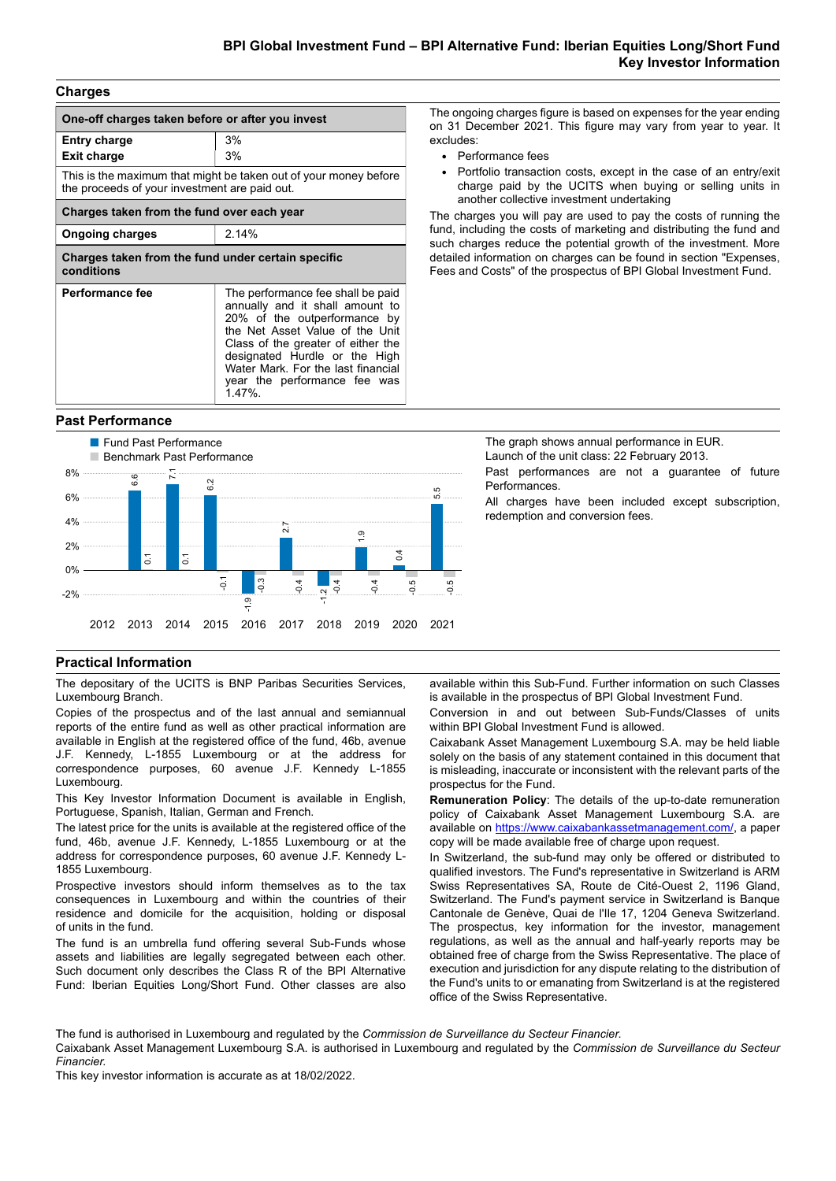## Charges

| One-off charges taken before or after you invest | |
|---|---|
| **Entry charge** | 3% |
| **Exit charge** | 3% |
| This is the maximum that might be taken out of your money before the proceeds of your investment are paid out. | |
| **Charges taken from the fund over each year** | |
| **Ongoing charges** | 2.14% |
| **Charges taken from the fund under certain specific conditions** | |
| **Performance fee** | The performance fee shall be paid annually and it shall amount to 20% of the outperformance by the Net Asset Value of the Unit Class of the greater of either the designated Hurdle or the High Water Mark. For the last financial year the performance fee was 1.47%. |

The ongoing charges figure is based on expenses for the year ending on 31 December 2021. This figure may vary from year to year. It excludes:

- Performance fees
- Portfolio transaction costs, except in the case of an entry/exit charge paid by the UCITS when buying or selling units in another collective investment undertaking

The charges you will pay are used to pay the costs of running the fund, including the costs of marketing and distributing the fund and such charges reduce the potential growth of the investment. More detailed information on charges can be found in section "Expenses, Fees and Costs" of the prospectus of BPI Global Investment Fund.

## Past Performance

Fund Past Performance
Benchmark Past Performance

8%
6%
4%
2%
0%
-2%

6.6 0.1
7.1 0.1
6.2 -0.1
-1.9 -0.3
2.7 -0.4
-1.2 -0.4
1.9 -0.4
0.4 -0.5
5.5 -0.5

2012 2013 2014 2015 2016 2017 2018 2019 2020 2021

The graph shows annual performance in EUR.
Launch of the unit class: 22 February 2013.

Past performances are not a guarantee of future Performances.

All charges have been included except subscription, redemption and conversion fees.

## Practical Information

The depositary of the UCITS is BNP Paribas Securities Services, Luxembourg Branch.

Copies of the prospectus and of the last annual and semiannual reports of the entire fund as well as other practical information are available in English at the registered office of the fund, 46b, avenue J.F. Kennedy, L-1855 Luxembourg or at the address for correspondence purposes, 60 avenue J.F. Kennedy L-1855 Luxembourg.

This Key Investor Information Document is available in English, Portuguese, Spanish, Italian, German and French.

The latest price for the units is available at the registered office of the fund, 46b, avenue J.F. Kennedy, L-1855 Luxembourg or at the address for correspondence purposes, 60 avenue J.F. Kennedy L-1855 Luxembourg.

Prospective investors should inform themselves as to the tax consequences in Luxembourg and within the countries of their residence and domicile for the acquisition, holding or disposal of units in the fund.

The fund is an umbrella fund offering several Sub-Funds whose assets and liabilities are legally segregated between each other. Such document only describes the Class R of the BPI Alternative Fund: Iberian Equities Long/Short Fund. Other classes are also available within this Sub-Fund. Further information on such Classes is available in the prospectus of BPI Global Investment Fund.

Conversion in and out between Sub-Funds/Classes of units within BPI Global Investment Fund is allowed.

Caixabank Asset Management Luxembourg S.A. may be held liable solely on the basis of any statement contained in this document that is misleading, inaccurate or inconsistent with the relevant parts of the prospectus for the Fund.

**Remuneration Policy**: The details of the up-to-date remuneration policy of Caixabank Asset Management Luxembourg S.A. are available on https://www.caixabankassetmanagement.com/, a paper copy will be made available free of charge upon request.

In Switzerland, the sub-fund may only be offered or distributed to qualified investors. The Fund's representative in Switzerland is ARM Swiss Representatives SA, Route de Cité-Ouest 2, 1196 Gland, Switzerland. The Fund's payment service in Switzerland is Banque Cantonale de Genève, Quai de l'Ile 17, 1204 Geneva Switzerland. The prospectus, key information for the investor, management regulations, as well as the annual and half-yearly reports may be obtained free of charge from the Swiss Representative. The place of execution and jurisdiction for any dispute relating to the distribution of the Fund's units to or emanating from Switzerland is at the registered office of the Swiss Representative.

The fund is authorised in Luxembourg and regulated by the *Commission de Surveillance du Secteur Financier.*
Caixabank Asset Management Luxembourg S.A. is authorised in Luxembourg and regulated by the *Commission de Surveillance du Secteur Financier.*
This key investor information is accurate as at 18/02/2022.